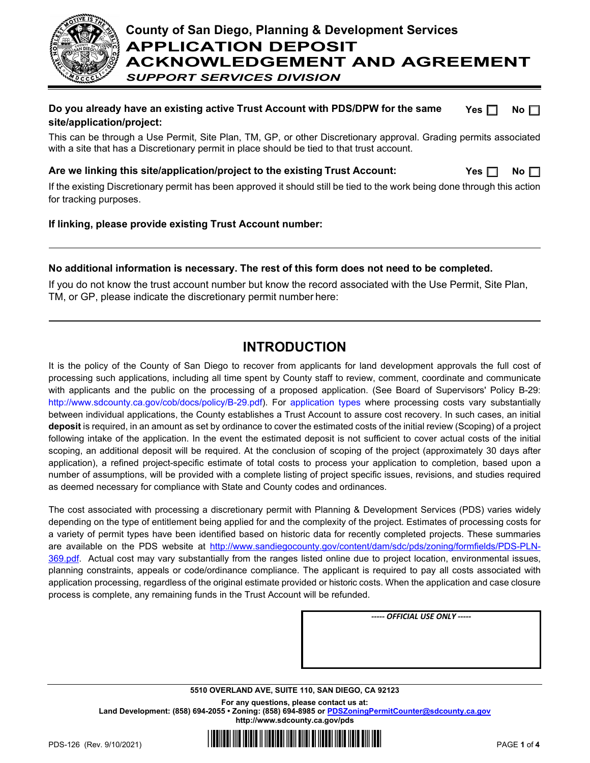# County of San Diego, Planning & Development Services

# APPLICATION DEPOSIT ACKNOWLEDGEMENT AND AGREEMENT

*SUPPORT SERVICES DIVISION*

**Do you already have an existing active Trust Account with PDS/DPW for the same site/application/project:** Yes ☐ No ☐

This can be through a Use Permit, Site Plan, TM, GP, or other Discretionary approval. Grading permits associated with a site that has a Discretionary permit in place should be tied to that trust account.

**Are we linking this site/application/project to the existing Trust Account:** Yes ☐ No ☐

If the existing Discretionary permit has been approved it should still be tied to the work being done through this action for tracking purposes.

**If linking, please provide existing Trust Account number:**

______________________________________________________________________

**No additional information is necessary. The rest of this form does not need to be completed.**

If you do not know the trust account number but know the record associated with the Use Permit, Site Plan, TM, or GP, please indicate the discretionary permit number here:

______________________________________________________________________

## INTRODUCTION

It is the policy of the County of San Diego to recover from applicants for land development approvals the full cost of processing such applications, including all time spent by County staff to review, comment, coordinate and communicate with applicants and the public on the processing of a proposed application. (See Board of Supervisors' Policy B-29: http://www.sdcounty.ca.gov/cob/docs/policy/B-29.pdf). For application types where processing costs vary substantially between individual applications, the County establishes a Trust Account to assure cost recovery. In such cases, an initial **deposit** is required, in an amount as set by ordinance to cover the estimated costs of the initial review (Scoping) of a project following intake of the application. In the event the estimated deposit is not sufficient to cover actual costs of the initial scoping, an additional deposit will be required. At the conclusion of scoping of the project (approximately 30 days after application), a refined project-specific estimate of total costs to process your application to completion, based upon a number of assumptions, will be provided with a complete listing of project specific issues, revisions, and studies required as deemed necessary for compliance with State and County codes and ordinances.

The cost associated with processing a discretionary permit with Planning & Development Services (PDS) varies widely depending on the type of entitlement being applied for and the complexity of the project. Estimates of processing costs for a variety of permit types have been identified based on historic data for recently completed projects. These summaries are available on the PDS website at http://www.sandiegocounty.gov/content/dam/sdc/pds/zoning/formfields/PDS-PLN-369.pdf. Actual cost may vary substantially from the ranges listed online due to project location, environmental issues, planning constraints, appeals or code/ordinance compliance. The applicant is required to pay all costs associated with application processing, regardless of the original estimate provided or historic costs. When the application and case closure process is complete, any remaining funds in the Trust Account will be refunded.

*----- OFFICIAL USE ONLY -----*

**5510 OVERLAND AVE, SUITE 110, SAN DIEGO, CA 92123**

**For any questions, please contact us at:**
**Land Development: (858) 694-2055 • Zoning: (858) 694-8985 or PDSZoningPermitCounter@sdcounty.ca.gov**
**http://www.sdcounty.ca.gov/pds**

PDS-126 (Rev. 9/10/2021)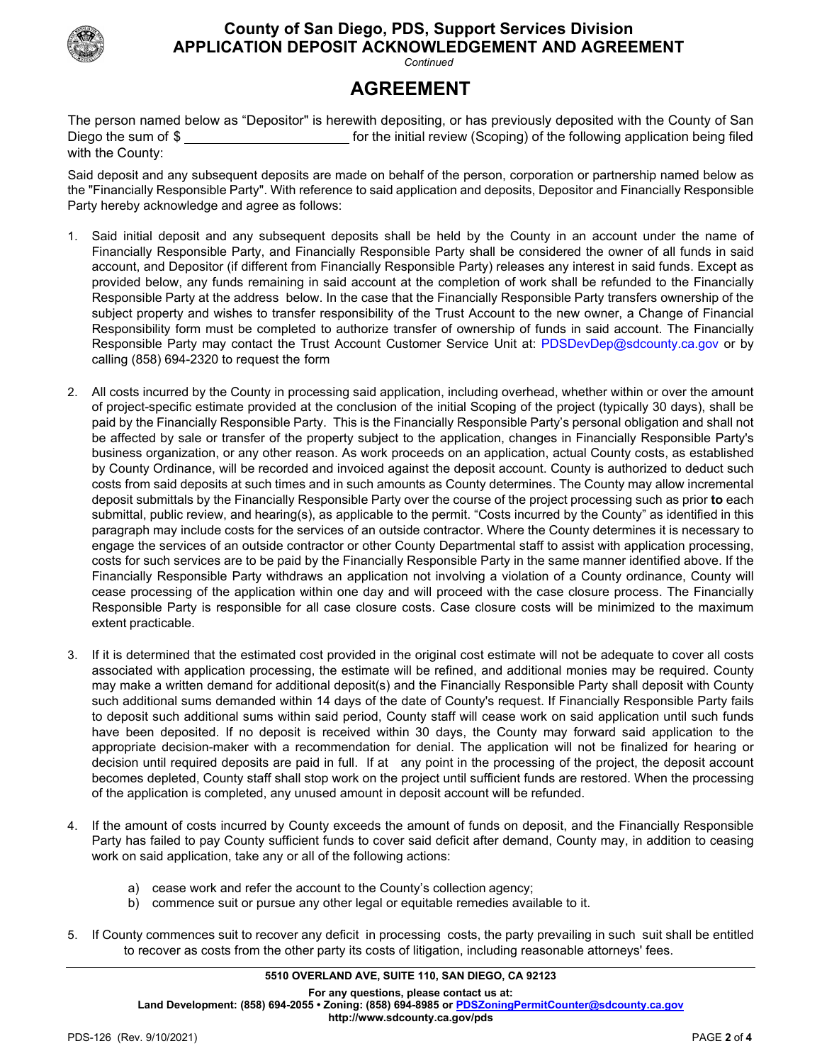# County of San Diego, PDS, Support Services Division
## APPLICATION DEPOSIT ACKNOWLEDGEMENT AND AGREEMENT

*Continued*

## AGREEMENT

The person named below as "Depositor" is herewith depositing, or has previously deposited with the County of San Diego the sum of $ ______________________ for the initial review (Scoping) of the following application being filed with the County:

Said deposit and any subsequent deposits are made on behalf of the person, corporation or partnership named below as the "Financially Responsible Party". With reference to said application and deposits, Depositor and Financially Responsible Party hereby acknowledge and agree as follows:

1. Said initial deposit and any subsequent deposits shall be held by the County in an account under the name of Financially Responsible Party, and Financially Responsible Party shall be considered the owner of all funds in said account, and Depositor (if different from Financially Responsible Party) releases any interest in said funds. Except as provided below, any funds remaining in said account at the completion of work shall be refunded to the Financially Responsible Party at the address below. In the case that the Financially Responsible Party transfers ownership of the subject property and wishes to transfer responsibility of the Trust Account to the new owner, a Change of Financial Responsibility form must be completed to authorize transfer of ownership of funds in said account. The Financially Responsible Party may contact the Trust Account Customer Service Unit at: PDSDevDep@sdcounty.ca.gov or by calling (858) 694-2320 to request the form

2. All costs incurred by the County in processing said application, including overhead, whether within or over the amount of project-specific estimate provided at the conclusion of the initial Scoping of the project (typically 30 days), shall be paid by the Financially Responsible Party. This is the Financially Responsible Party's personal obligation and shall not be affected by sale or transfer of the property subject to the application, changes in Financially Responsible Party's business organization, or any other reason. As work proceeds on an application, actual County costs, as established by County Ordinance, will be recorded and invoiced against the deposit account. County is authorized to deduct such costs from said deposits at such times and in such amounts as County determines. The County may allow incremental deposit submittals by the Financially Responsible Party over the course of the project processing such as prior **to** each submittal, public review, and hearing(s), as applicable to the permit. "Costs incurred by the County" as identified in this paragraph may include costs for the services of an outside contractor. Where the County determines it is necessary to engage the services of an outside contractor or other County Departmental staff to assist with application processing, costs for such services are to be paid by the Financially Responsible Party in the same manner identified above. If the Financially Responsible Party withdraws an application not involving a violation of a County ordinance, County will cease processing of the application within one day and will proceed with the case closure process. The Financially Responsible Party is responsible for all case closure costs. Case closure costs will be minimized to the maximum extent practicable.

3. If it is determined that the estimated cost provided in the original cost estimate will not be adequate to cover all costs associated with application processing, the estimate will be refined, and additional monies may be required. County may make a written demand for additional deposit(s) and the Financially Responsible Party shall deposit with County such additional sums demanded within 14 days of the date of County's request. If Financially Responsible Party fails to deposit such additional sums within said period, County staff will cease work on said application until such funds have been deposited. If no deposit is received within 30 days, the County may forward said application to the appropriate decision-maker with a recommendation for denial. The application will not be finalized for hearing or decision until required deposits are paid in full. If at any point in the processing of the project, the deposit account becomes depleted, County staff shall stop work on the project until sufficient funds are restored. When the processing of the application is completed, any unused amount in deposit account will be refunded.

4. If the amount of costs incurred by County exceeds the amount of funds on deposit, and the Financially Responsible Party has failed to pay County sufficient funds to cover said deficit after demand, County may, in addition to ceasing work on said application, take any or all of the following actions:

   a) cease work and refer the account to the County's collection agency;
   b) commence suit or pursue any other legal or equitable remedies available to it.

5. If County commences suit to recover any deficit in processing costs, the party prevailing in such suit shall be entitled to recover as costs from the other party its costs of litigation, including reasonable attorneys' fees.

**5510 OVERLAND AVE, SUITE 110, SAN DIEGO, CA 92123**

**For any questions, please contact us at:**
**Land Development: (858) 694-2055 • Zoning: (858) 694-8985 or PDSZoningPermitCounter@sdcounty.ca.gov**
**http://www.sdcounty.ca.gov/pds**

PDS-126 (Rev. 9/10/2021)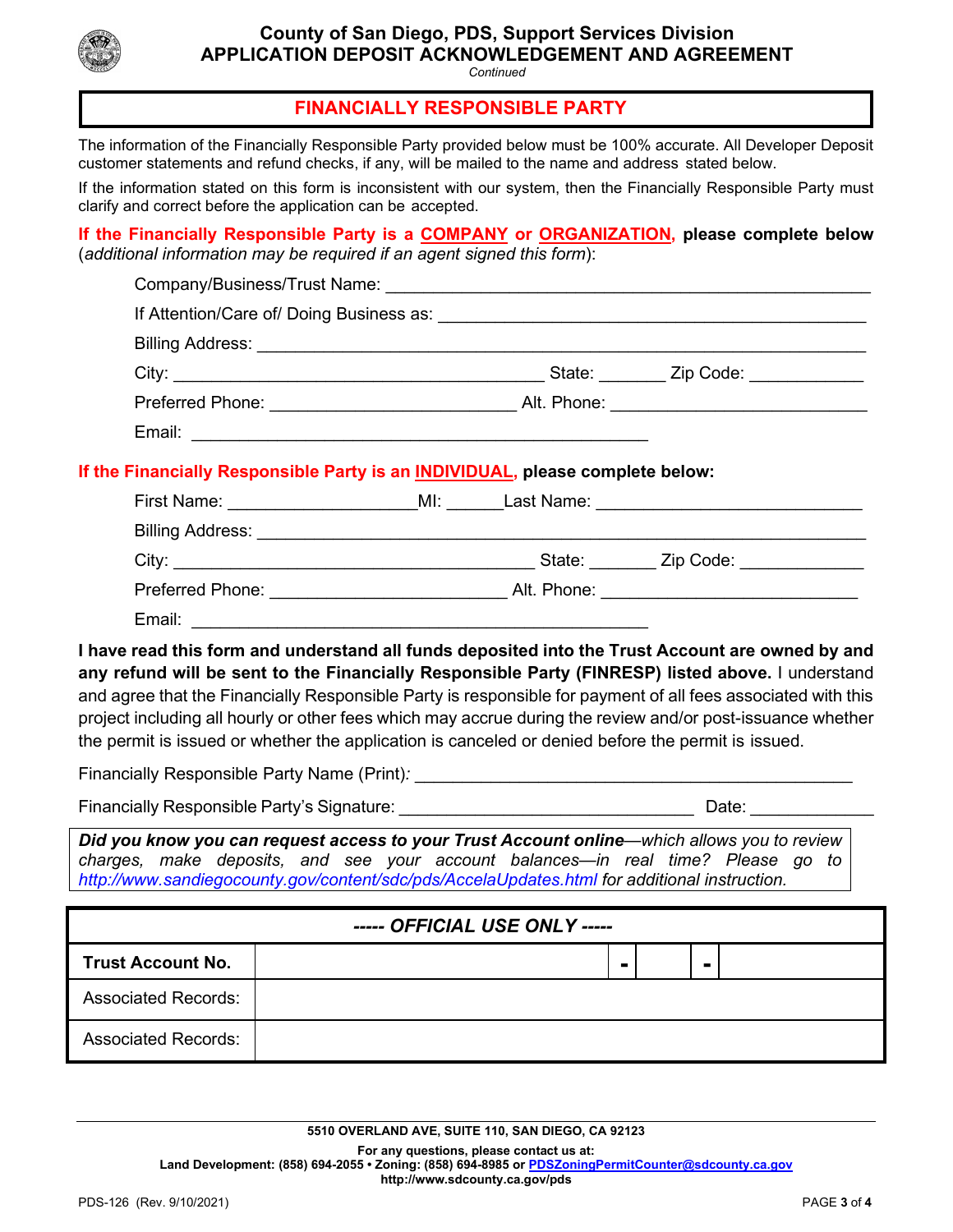# County of San Diego, PDS, Support Services Division
## APPLICATION DEPOSIT ACKNOWLEDGEMENT AND AGREEMENT

*Continued*

## FINANCIALLY RESPONSIBLE PARTY

The information of the Financially Responsible Party provided below must be 100% accurate. All Developer Deposit customer statements and refund checks, if any, will be mailed to the name and address stated below.

If the information stated on this form is inconsistent with our system, then the Financially Responsible Party must clarify and correct before the application can be accepted.

**If the Financially Responsible Party is a COMPANY or ORGANIZATION, please complete below** (*additional information may be required if an agent signed this form*):

Company/Business/Trust Name: ____________________________________________

If Attention/Care of/ Doing Business as: ____________________________________________

Billing Address: ____________________________________________

City: ______________________ State: _______ Zip Code: ____________

Preferred Phone: ______________________ Alt. Phone: ______________________

Email: ____________________________________________

**If the Financially Responsible Party is an INDIVIDUAL, please complete below:**

First Name: ________________ MI: ______ Last Name: ________________________

Billing Address: ____________________________________________

City: ______________________ State: _______ Zip Code: ____________

Preferred Phone: ______________________ Alt. Phone: ______________________

Email: ____________________________________________

**I have read this form and understand all funds deposited into the Trust Account are owned by and any refund will be sent to the Financially Responsible Party (FINRESP) listed above.** I understand and agree that the Financially Responsible Party is responsible for payment of all fees associated with this project including all hourly or other fees which may accrue during the review and/or post-issuance whether the permit is issued or whether the application is canceled or denied before the permit is issued.

Financially Responsible Party Name (Print): ____________________________________________

Financially Responsible Party's Signature: ______________________________ Date: ____________

***Did you know you can request access to your Trust Account online****—which allows you to review charges, make deposits, and see your account balances—in real time? Please go to http://www.sandiegocounty.gov/content/sdc/pds/AccelaUpdates.html for additional instruction.*

| ----- OFFICIAL USE ONLY ----- | | | | | |
|---|---|---|---|---|---|
| **Trust Account No.** | | - | | - | |
| Associated Records: | | | | | |
| Associated Records: | | | | | |

5510 OVERLAND AVE, SUITE 110, SAN DIEGO, CA 92123

For any questions, please contact us at:
Land Development: (858) 694-2055 • Zoning: (858) 694-8985 or PDSZoningPermitCounter@sdcounty.ca.gov
http://www.sdcounty.ca.gov/pds

PDS-126 (Rev. 9/10/2021)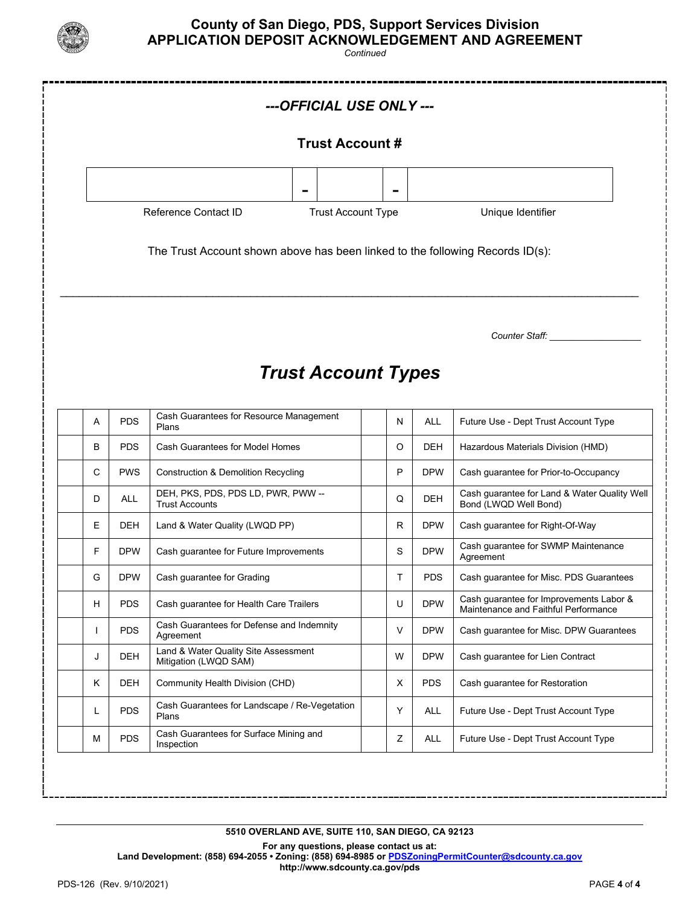# County of San Diego, PDS, Support Services Division
# APPLICATION DEPOSIT ACKNOWLEDGEMENT AND AGREEMENT

*Continued*

## *---OFFICIAL USE ONLY ---*

### Trust Account #

| | | | | |
|---|---|---|---|---|
| | - | | - | |
| Reference Contact ID | | Trust Account Type | | Unique Identifier |

The Trust Account shown above has been linked to the following Records ID(s):

______________________________________________________________________________

*Counter Staff:* __________________

## *Trust Account Types*

| | | | | | | | |
|---|---|---|---|---|---|---|---|
| | A | PDS | Cash Guarantees for Resource Management Plans | | N | ALL | Future Use - Dept Trust Account Type |
| | B | PDS | Cash Guarantees for Model Homes | | O | DEH | Hazardous Materials Division (HMD) |
| | C | PWS | Construction & Demolition Recycling | | P | DPW | Cash guarantee for Prior-to-Occupancy |
| | D | ALL | DEH, PKS, PDS, PDS LD, PWR, PWW -- Trust Accounts | | Q | DEH | Cash guarantee for Land & Water Quality Well Bond (LWQD Well Bond) |
| | E | DEH | Land & Water Quality (LWQD PP) | | R | DPW | Cash guarantee for Right-Of-Way |
| | F | DPW | Cash guarantee for Future Improvements | | S | DPW | Cash guarantee for SWMP Maintenance Agreement |
| | G | DPW | Cash guarantee for Grading | | T | PDS | Cash guarantee for Misc. PDS Guarantees |
| | H | PDS | Cash guarantee for Health Care Trailers | | U | DPW | Cash guarantee for Improvements Labor & Maintenance and Faithful Performance |
| | I | PDS | Cash Guarantees for Defense and Indemnity Agreement | | V | DPW | Cash guarantee for Misc. DPW Guarantees |
| | J | DEH | Land & Water Quality Site Assessment Mitigation (LWQD SAM) | | W | DPW | Cash guarantee for Lien Contract |
| | K | DEH | Community Health Division (CHD) | | X | PDS | Cash guarantee for Restoration |
| | L | PDS | Cash Guarantees for Landscape / Re-Vegetation Plans | | Y | ALL | Future Use - Dept Trust Account Type |
| | M | PDS | Cash Guarantees for Surface Mining and Inspection | | Z | ALL | Future Use - Dept Trust Account Type |

**5510 OVERLAND AVE, SUITE 110, SAN DIEGO, CA 92123**

**For any questions, please contact us at:**
**Land Development: (858) 694-2055 • Zoning: (858) 694-8985 or PDSZoningPermitCounter@sdcounty.ca.gov**
**http://www.sdcounty.ca.gov/pds**

PDS-126 (Rev. 9/10/2021)